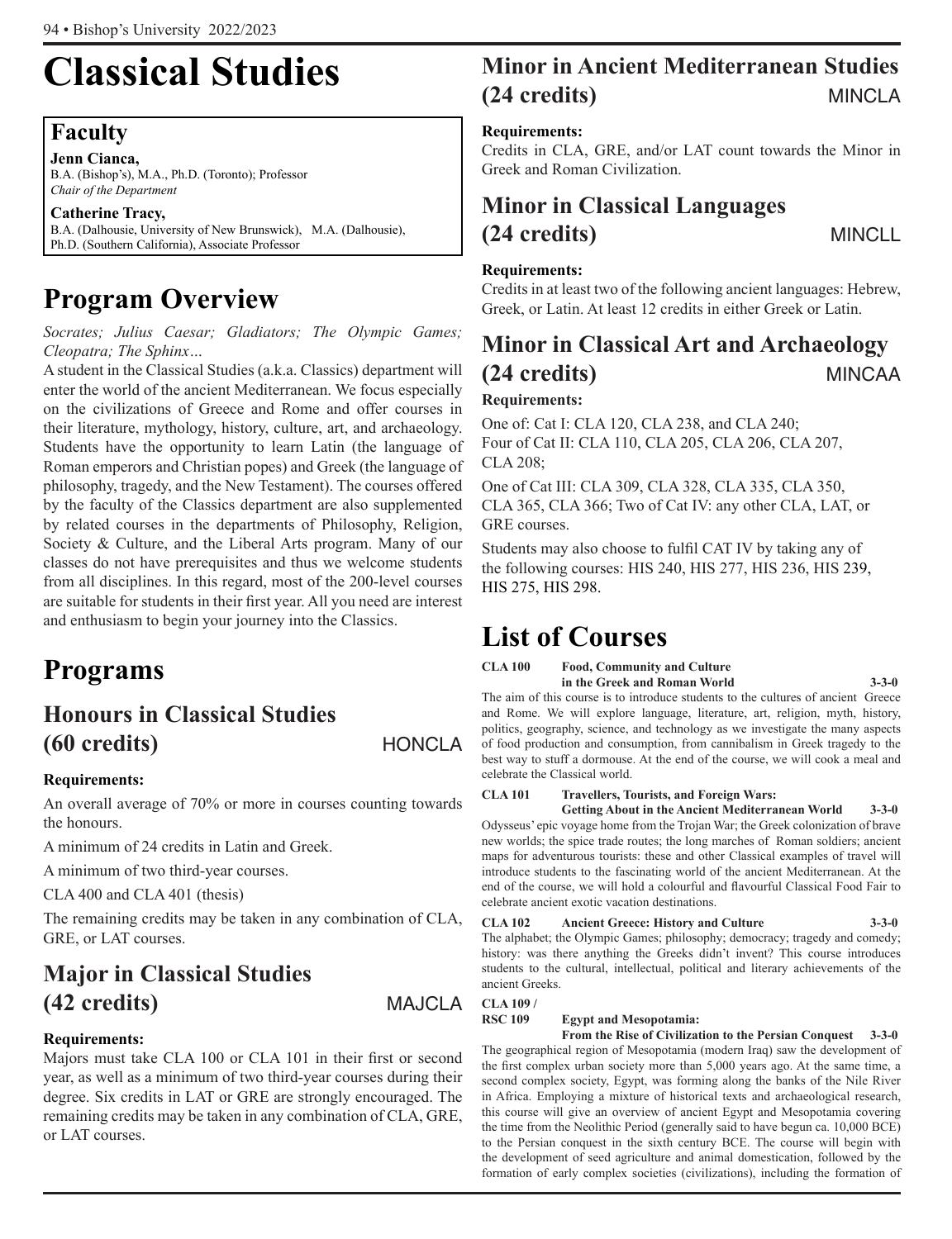# Classical Studies

## Faculty

**Jenn Cianca,**
B.A. (Bishop's), M.A., Ph.D. (Toronto); Professor
*Chair of the Department*

**Catherine Tracy,**
B.A. (Dalhousie, University of New Brunswick), M.A. (Dalhousie), Ph.D. (Southern California), Associate Professor

# Program Overview

*Socrates; Julius Caesar; Gladiators; The Olympic Games; Cleopatra; The Sphinx…*

A student in the Classical Studies (a.k.a. Classics) department will enter the world of the ancient Mediterranean. We focus especially on the civilizations of Greece and Rome and offer courses in their literature, mythology, history, culture, art, and archaeology. Students have the opportunity to learn Latin (the language of Roman emperors and Christian popes) and Greek (the language of philosophy, tragedy, and the New Testament). The courses offered by the faculty of the Classics department are also supplemented by related courses in the departments of Philosophy, Religion, Society & Culture, and the Liberal Arts program. Many of our classes do not have prerequisites and thus we welcome students from all disciplines. In this regard, most of the 200-level courses are suitable for students in their first year. All you need are interest and enthusiasm to begin your journey into the Classics.

# Programs

## Honours in Classical Studies (60 credits) HONCLA

**Requirements:**

An overall average of 70% or more in courses counting towards the honours.

A minimum of 24 credits in Latin and Greek.

A minimum of two third-year courses.

CLA 400 and CLA 401 (thesis)

The remaining credits may be taken in any combination of CLA, GRE, or LAT courses.

## Major in Classical Studies (42 credits) MAJCLA

**Requirements:**

Majors must take CLA 100 or CLA 101 in their first or second year, as well as a minimum of two third-year courses during their degree. Six credits in LAT or GRE are strongly encouraged. The remaining credits may be taken in any combination of CLA, GRE, or LAT courses.

## Minor in Ancient Mediterranean Studies (24 credits) MINCLA

**Requirements:**

Credits in CLA, GRE, and/or LAT count towards the Minor in Greek and Roman Civilization.

## Minor in Classical Languages (24 credits) MINCLL

**Requirements:**

Credits in at least two of the following ancient languages: Hebrew, Greek, or Latin. At least 12 credits in either Greek or Latin.

## Minor in Classical Art and Archaeology (24 credits) MINCAA

**Requirements:**

One of: Cat I: CLA 120, CLA 238, and CLA 240;
Four of Cat II: CLA 110, CLA 205, CLA 206, CLA 207, CLA 208;

One of Cat III: CLA 309, CLA 328, CLA 335, CLA 350, CLA 365, CLA 366; Two of Cat IV: any other CLA, LAT, or GRE courses.

Students may also choose to fulfil CAT IV by taking any of the following courses: HIS 240, HIS 277, HIS 236, HIS 239, HIS 275, HIS 298.

# List of Courses

**CLA 100 Food, Community and Culture in the Greek and Roman World 3-3-0**

The aim of this course is to introduce students to the cultures of ancient Greece and Rome. We will explore language, literature, art, religion, myth, history, politics, geography, science, and technology as we investigate the many aspects of food production and consumption, from cannibalism in Greek tragedy to the best way to stuff a dormouse. At the end of the course, we will cook a meal and celebrate the Classical world.

**CLA 101 Travellers, Tourists, and Foreign Wars: Getting About in the Ancient Mediterranean World 3-3-0**

Odysseus' epic voyage home from the Trojan War; the Greek colonization of brave new worlds; the spice trade routes; the long marches of Roman soldiers; ancient maps for adventurous tourists: these and other Classical examples of travel will introduce students to the fascinating world of the ancient Mediterranean. At the end of the course, we will hold a colourful and flavourful Classical Food Fair to celebrate ancient exotic vacation destinations.

**CLA 102 Ancient Greece: History and Culture 3-3-0**

The alphabet; the Olympic Games; philosophy; democracy; tragedy and comedy; history: was there anything the Greeks didn't invent? This course introduces students to the cultural, intellectual, political and literary achievements of the ancient Greeks.

**CLA 109 / RSC 109 Egypt and Mesopotamia: From the Rise of Civilization to the Persian Conquest 3-3-0**

The geographical region of Mesopotamia (modern Iraq) saw the development of the first complex urban society more than 5,000 years ago. At the same time, a second complex society, Egypt, was forming along the banks of the Nile River in Africa. Employing a mixture of historical texts and archaeological research, this course will give an overview of ancient Egypt and Mesopotamia covering the time from the Neolithic Period (generally said to have begun ca. 10,000 BCE) to the Persian conquest in the sixth century BCE. The course will begin with the development of seed agriculture and animal domestication, followed by the formation of early complex societies (civilizations), including the formation of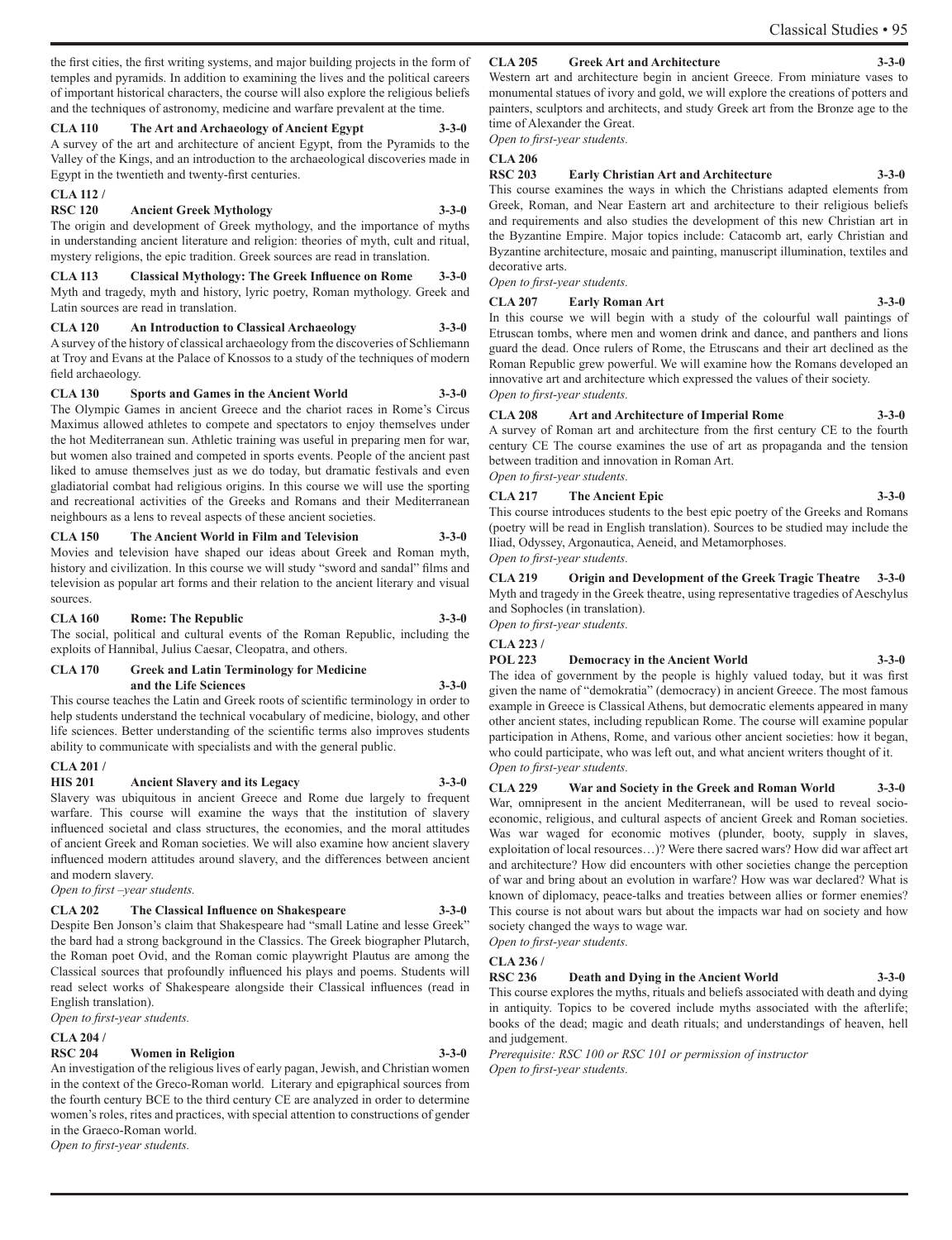the first cities, the first writing systems, and major building projects in the form of temples and pyramids. In addition to examining the lives and the political careers of important historical characters, the course will also explore the religious beliefs and the techniques of astronomy, medicine and warfare prevalent at the time.

**CLA 110 The Art and Archaeology of Ancient Egypt 3-3-0**
A survey of the art and architecture of ancient Egypt, from the Pyramids to the Valley of the Kings, and an introduction to the archaeological discoveries made in Egypt in the twentieth and twenty-first centuries.

**CLA 112 /**
**RSC 120 Ancient Greek Mythology 3-3-0**
The origin and development of Greek mythology, and the importance of myths in understanding ancient literature and religion: theories of myth, cult and ritual, mystery religions, the epic tradition. Greek sources are read in translation.

**CLA 113 Classical Mythology: The Greek Influence on Rome 3-3-0**
Myth and tragedy, myth and history, lyric poetry, Roman mythology. Greek and Latin sources are read in translation.

**CLA 120 An Introduction to Classical Archaeology 3-3-0**
A survey of the history of classical archaeology from the discoveries of Schliemann at Troy and Evans at the Palace of Knossos to a study of the techniques of modern field archaeology.

**CLA 130 Sports and Games in the Ancient World 3-3-0**
The Olympic Games in ancient Greece and the chariot races in Rome's Circus Maximus allowed athletes to compete and spectators to enjoy themselves under the hot Mediterranean sun. Athletic training was useful in preparing men for war, but women also trained and competed in sports events. People of the ancient past liked to amuse themselves just as we do today, but dramatic festivals and even gladiatorial combat had religious origins. In this course we will use the sporting and recreational activities of the Greeks and Romans and their Mediterranean neighbours as a lens to reveal aspects of these ancient societies.

**CLA 150 The Ancient World in Film and Television 3-3-0**
Movies and television have shaped our ideas about Greek and Roman myth, history and civilization. In this course we will study "sword and sandal" films and television as popular art forms and their relation to the ancient literary and visual sources.

**CLA 160 Rome: The Republic 3-3-0**
The social, political and cultural events of the Roman Republic, including the exploits of Hannibal, Julius Caesar, Cleopatra, and others.

**CLA 170 Greek and Latin Terminology for Medicine and the Life Sciences 3-3-0**
This course teaches the Latin and Greek roots of scientific terminology in order to help students understand the technical vocabulary of medicine, biology, and other life sciences. Better understanding of the scientific terms also improves students ability to communicate with specialists and with the general public.

**CLA 201 /**
**HIS 201 Ancient Slavery and its Legacy 3-3-0**
Slavery was ubiquitous in ancient Greece and Rome due largely to frequent warfare. This course will examine the ways that the institution of slavery influenced societal and class structures, the economies, and the moral attitudes of ancient Greek and Roman societies. We will also examine how ancient slavery influenced modern attitudes around slavery, and the differences between ancient and modern slavery.
*Open to first –year students.*

**CLA 202 The Classical Influence on Shakespeare 3-3-0**
Despite Ben Jonson's claim that Shakespeare had "small Latine and lesse Greek" the bard had a strong background in the Classics. The Greek biographer Plutarch, the Roman poet Ovid, and the Roman comic playwright Plautus are among the Classical sources that profoundly influenced his plays and poems. Students will read select works of Shakespeare alongside their Classical influences (read in English translation).
*Open to first-year students.*

**CLA 204 /**
**RSC 204 Women in Religion 3-3-0**
An investigation of the religious lives of early pagan, Jewish, and Christian women in the context of the Greco-Roman world. Literary and epigraphical sources from the fourth century BCE to the third century CE are analyzed in order to determine women's roles, rites and practices, with special attention to constructions of gender in the Graeco-Roman world.
*Open to first-year students.*

**CLA 205 Greek Art and Architecture 3-3-0**
Western art and architecture begin in ancient Greece. From miniature vases to monumental statues of ivory and gold, we will explore the creations of potters and painters, sculptors and architects, and study Greek art from the Bronze age to the time of Alexander the Great.
*Open to first-year students.*

**CLA 206**
**RSC 203 Early Christian Art and Architecture 3-3-0**
This course examines the ways in which the Christians adapted elements from Greek, Roman, and Near Eastern art and architecture to their religious beliefs and requirements and also studies the development of this new Christian art in the Byzantine Empire. Major topics include: Catacomb art, early Christian and Byzantine architecture, mosaic and painting, manuscript illumination, textiles and decorative arts.
*Open to first-year students.*

**CLA 207 Early Roman Art 3-3-0**
In this course we will begin with a study of the colourful wall paintings of Etruscan tombs, where men and women drink and dance, and panthers and lions guard the dead. Once rulers of Rome, the Etruscans and their art declined as the Roman Republic grew powerful. We will examine how the Romans developed an innovative art and architecture which expressed the values of their society.
*Open to first-year students.*

**CLA 208 Art and Architecture of Imperial Rome 3-3-0**
A survey of Roman art and architecture from the first century CE to the fourth century CE The course examines the use of art as propaganda and the tension between tradition and innovation in Roman Art.
*Open to first-year students.*

**CLA 217 The Ancient Epic 3-3-0**
This course introduces students to the best epic poetry of the Greeks and Romans (poetry will be read in English translation). Sources to be studied may include the Iliad, Odyssey, Argonautica, Aeneid, and Metamorphoses.
*Open to first-year students.*

**CLA 219 Origin and Development of the Greek Tragic Theatre 3-3-0**
Myth and tragedy in the Greek theatre, using representative tragedies of Aeschylus and Sophocles (in translation).
*Open to first-year students.*

**CLA 223 /**
**POL 223 Democracy in the Ancient World 3-3-0**
The idea of government by the people is highly valued today, but it was first given the name of "demokratia" (democracy) in ancient Greece. The most famous example in Greece is Classical Athens, but democratic elements appeared in many other ancient states, including republican Rome. The course will examine popular participation in Athens, Rome, and various other ancient societies: how it began, who could participate, who was left out, and what ancient writers thought of it.
*Open to first-year students.*

**CLA 229 War and Society in the Greek and Roman World 3-3-0**
War, omnipresent in the ancient Mediterranean, will be used to reveal socio-economic, religious, and cultural aspects of ancient Greek and Roman societies. Was war waged for economic motives (plunder, booty, supply in slaves, exploitation of local resources…)? Were there sacred wars? How did war affect art and architecture? How did encounters with other societies change the perception of war and bring about an evolution in warfare? How was war declared? What is known of diplomacy, peace-talks and treaties between allies or former enemies? This course is not about wars but about the impacts war had on society and how society changed the ways to wage war.
*Open to first-year students.*

**CLA 236 /**
**RSC 236 Death and Dying in the Ancient World 3-3-0**
This course explores the myths, rituals and beliefs associated with death and dying in antiquity. Topics to be covered include myths associated with the afterlife; books of the dead; magic and death rituals; and understandings of heaven, hell and judgement.
*Prerequisite: RSC 100 or RSC 101 or permission of instructor*
*Open to first-year students.*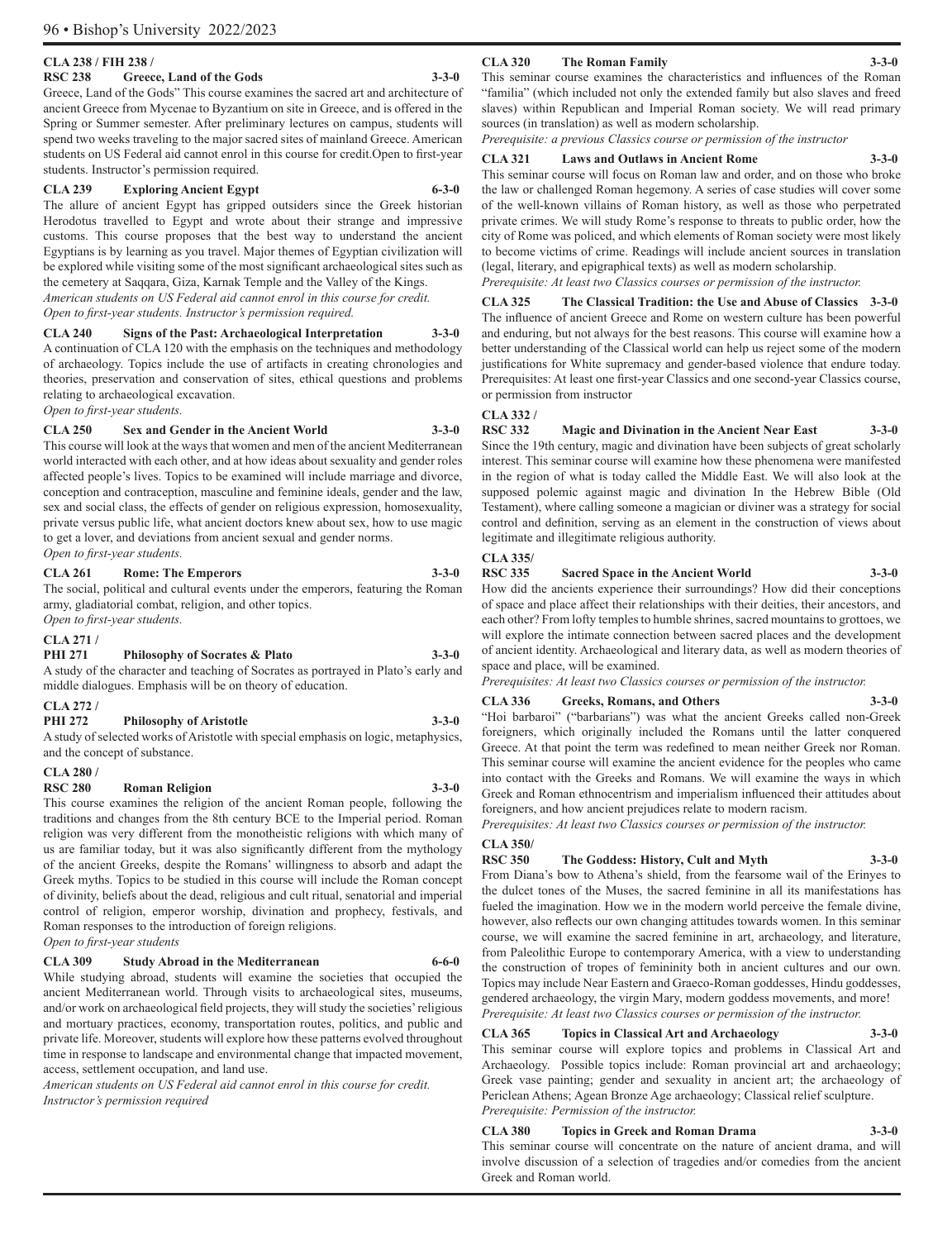**CLA 238 / FIH 238 / RSC 238 Greece, Land of the Gods 3-3-0**

Greece, Land of the Gods" This course examines the sacred art and architecture of ancient Greece from Mycenae to Byzantium on site in Greece, and is offered in the Spring or Summer semester. After preliminary lectures on campus, students will spend two weeks traveling to the major sacred sites of mainland Greece. American students on US Federal aid cannot enrol in this course for credit.Open to first-year students. Instructor's permission required.

**CLA 239 Exploring Ancient Egypt 6-3-0**

The allure of ancient Egypt has gripped outsiders since the Greek historian Herodotus travelled to Egypt and wrote about their strange and impressive customs. This course proposes that the best way to understand the ancient Egyptians is by learning as you travel. Major themes of Egyptian civilization will be explored while visiting some of the most significant archaeological sites such as the cemetery at Saqqara, Giza, Karnak Temple and the Valley of the Kings.

*American students on US Federal aid cannot enrol in this course for credit.*
*Open to first-year students. Instructor's permission required.*

**CLA 240 Signs of the Past: Archaeological Interpretation 3-3-0**

A continuation of CLA 120 with the emphasis on the techniques and methodology of archaeology. Topics include the use of artifacts in creating chronologies and theories, preservation and conservation of sites, ethical questions and problems relating to archaeological excavation.

*Open to first-year students.*

**CLA 250 Sex and Gender in the Ancient World 3-3-0**

This course will look at the ways that women and men of the ancient Mediterranean world interacted with each other, and at how ideas about sexuality and gender roles affected people's lives. Topics to be examined will include marriage and divorce, conception and contraception, masculine and feminine ideals, gender and the law, sex and social class, the effects of gender on religious expression, homosexuality, private versus public life, what ancient doctors knew about sex, how to use magic to get a lover, and deviations from ancient sexual and gender norms.

*Open to first-year students.*

**CLA 261 Rome: The Emperors 3-3-0**

The social, political and cultural events under the emperors, featuring the Roman army, gladiatorial combat, religion, and other topics.

*Open to first-year students.*

**CLA 271 / PHI 271 Philosophy of Socrates & Plato 3-3-0**

A study of the character and teaching of Socrates as portrayed in Plato's early and middle dialogues. Emphasis will be on theory of education.

**CLA 272 / PHI 272 Philosophy of Aristotle 3-3-0**

A study of selected works of Aristotle with special emphasis on logic, metaphysics, and the concept of substance.

**CLA 280 / RSC 280 Roman Religion 3-3-0**

This course examines the religion of the ancient Roman people, following the traditions and changes from the 8th century BCE to the Imperial period. Roman religion was very different from the monotheistic religions with which many of us are familiar today, but it was also significantly different from the mythology of the ancient Greeks, despite the Romans' willingness to absorb and adapt the Greek myths. Topics to be studied in this course will include the Roman concept of divinity, beliefs about the dead, religious and cult ritual, senatorial and imperial control of religion, emperor worship, divination and prophecy, festivals, and Roman responses to the introduction of foreign religions.

*Open to first-year students*

**CLA 309 Study Abroad in the Mediterranean 6-6-0**

While studying abroad, students will examine the societies that occupied the ancient Mediterranean world. Through visits to archaeological sites, museums, and/or work on archaeological field projects, they will study the societies' religious and mortuary practices, economy, transportation routes, politics, and public and private life. Moreover, students will explore how these patterns evolved throughout time in response to landscape and environmental change that impacted movement, access, settlement occupation, and land use.

*American students on US Federal aid cannot enrol in this course for credit.*
*Instructor's permission required*

**CLA 320 The Roman Family 3-3-0**

This seminar course examines the characteristics and influences of the Roman "familia" (which included not only the extended family but also slaves and freed slaves) within Republican and Imperial Roman society. We will read primary sources (in translation) as well as modern scholarship.

*Prerequisite: a previous Classics course or permission of the instructor*

**CLA 321 Laws and Outlaws in Ancient Rome 3-3-0**

This seminar course will focus on Roman law and order, and on those who broke the law or challenged Roman hegemony. A series of case studies will cover some of the well-known villains of Roman history, as well as those who perpetrated private crimes. We will study Rome's response to threats to public order, how the city of Rome was policed, and which elements of Roman society were most likely to become victims of crime. Readings will include ancient sources in translation (legal, literary, and epigraphical texts) as well as modern scholarship.

*Prerequisite: At least two Classics courses or permission of the instructor.*

**CLA 325 The Classical Tradition: the Use and Abuse of Classics 3-3-0**

The influence of ancient Greece and Rome on western culture has been powerful and enduring, but not always for the best reasons. This course will examine how a better understanding of the Classical world can help us reject some of the modern justifications for White supremacy and gender-based violence that endure today. Prerequisites: At least one first-year Classics and one second-year Classics course, or permission from instructor

**CLA 332 / RSC 332 Magic and Divination in the Ancient Near East 3-3-0**

Since the 19th century, magic and divination have been subjects of great scholarly interest. This seminar course will examine how these phenomena were manifested in the region of what is today called the Middle East. We will also look at the supposed polemic against magic and divination In the Hebrew Bible (Old Testament), where calling someone a magician or diviner was a strategy for social control and definition, serving as an element in the construction of views about legitimate and illegitimate religious authority.

**CLA 335/ RSC 335 Sacred Space in the Ancient World 3-3-0**

How did the ancients experience their surroundings? How did their conceptions of space and place affect their relationships with their deities, their ancestors, and each other? From lofty temples to humble shrines, sacred mountains to grottoes, we will explore the intimate connection between sacred places and the development of ancient identity. Archaeological and literary data, as well as modern theories of space and place, will be examined.

*Prerequisites: At least two Classics courses or permission of the instructor.*

**CLA 336 Greeks, Romans, and Others 3-3-0**

"Hoi barbaroi" ("barbarians") was what the ancient Greeks called non-Greek foreigners, which originally included the Romans until the latter conquered Greece. At that point the term was redefined to mean neither Greek nor Roman. This seminar course will examine the ancient evidence for the peoples who came into contact with the Greeks and Romans. We will examine the ways in which Greek and Roman ethnocentrism and imperialism influenced their attitudes about foreigners, and how ancient prejudices relate to modern racism.

*Prerequisites: At least two Classics courses or permission of the instructor.*

**CLA 350/ RSC 350 The Goddess: History, Cult and Myth 3-3-0**

From Diana's bow to Athena's shield, from the fearsome wail of the Erinyes to the dulcet tones of the Muses, the sacred feminine in all its manifestations has fueled the imagination. How we in the modern world perceive the female divine, however, also reflects our own changing attitudes towards women. In this seminar course, we will examine the sacred feminine in art, archaeology, and literature, from Paleolithic Europe to contemporary America, with a view to understanding the construction of tropes of femininity both in ancient cultures and our own. Topics may include Near Eastern and Graeco-Roman goddesses, Hindu goddesses, gendered archaeology, the virgin Mary, modern goddess movements, and more!

*Prerequisite: At least two Classics courses or permission of the instructor.*

**CLA 365 Topics in Classical Art and Archaeology 3-3-0**

This seminar course will explore topics and problems in Classical Art and Archaeology. Possible topics include: Roman provincial art and archaeology; Greek vase painting; gender and sexuality in ancient art; the archaeology of Periclean Athens; Agean Bronze Age archaeology; Classical relief sculpture.

*Prerequisite: Permission of the instructor.*

**CLA 380 Topics in Greek and Roman Drama 3-3-0**

This seminar course will concentrate on the nature of ancient drama, and will involve discussion of a selection of tragedies and/or comedies from the ancient Greek and Roman world.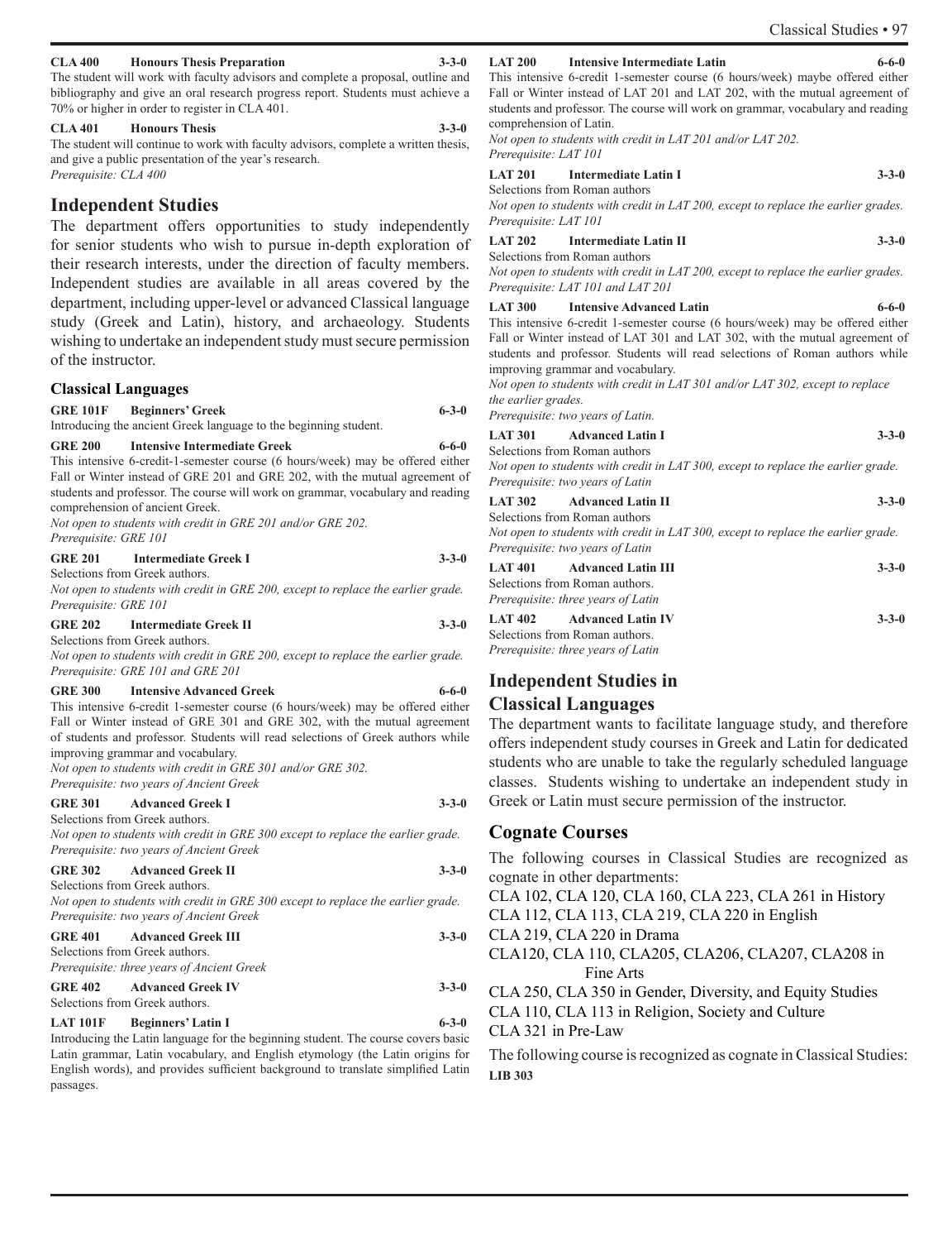**CLA 400 Honours Thesis Preparation 3-3-0**

The student will work with faculty advisors and complete a proposal, outline and bibliography and give an oral research progress report. Students must achieve a 70% or higher in order to register in CLA 401.

**CLA 401 Honours Thesis 3-3-0**

The student will continue to work with faculty advisors, complete a written thesis, and give a public presentation of the year's research.

*Prerequisite: CLA 400*

## Independent Studies

The department offers opportunities to study independently for senior students who wish to pursue in-depth exploration of their research interests, under the direction of faculty members. Independent studies are available in all areas covered by the department, including upper-level or advanced Classical language study (Greek and Latin), history, and archaeology. Students wishing to undertake an independent study must secure permission of the instructor.

### Classical Languages

**GRE 101F Beginners' Greek 6-3-0**

Introducing the ancient Greek language to the beginning student.

**GRE 200 Intensive Intermediate Greek 6-6-0**

This intensive 6-credit-1-semester course (6 hours/week) may be offered either Fall or Winter instead of GRE 201 and GRE 202, with the mutual agreement of students and professor. The course will work on grammar, vocabulary and reading comprehension of ancient Greek.

*Not open to students with credit in GRE 201 and/or GRE 202.*

*Prerequisite: GRE 101*

**GRE 201 Intermediate Greek I 3-3-0**

Selections from Greek authors.

*Not open to students with credit in GRE 200, except to replace the earlier grade.*

*Prerequisite: GRE 101*

**GRE 202 Intermediate Greek II 3-3-0**

Selections from Greek authors.

*Not open to students with credit in GRE 200, except to replace the earlier grade.*

*Prerequisite: GRE 101 and GRE 201*

**GRE 300 Intensive Advanced Greek 6-6-0**

This intensive 6-credit 1-semester course (6 hours/week) may be offered either Fall or Winter instead of GRE 301 and GRE 302, with the mutual agreement of students and professor. Students will read selections of Greek authors while improving grammar and vocabulary.

*Not open to students with credit in GRE 301 and/or GRE 302.*

*Prerequisite: two years of Ancient Greek*

**GRE 301 Advanced Greek I 3-3-0**

Selections from Greek authors.

*Not open to students with credit in GRE 300 except to replace the earlier grade.*

*Prerequisite: two years of Ancient Greek*

**GRE 302 Advanced Greek II 3-3-0**

Selections from Greek authors.

*Not open to students with credit in GRE 300 except to replace the earlier grade.*

*Prerequisite: two years of Ancient Greek*

**GRE 401 Advanced Greek III 3-3-0**

Selections from Greek authors.

*Prerequisite: three years of Ancient Greek*

**GRE 402 Advanced Greek IV 3-3-0**

Selections from Greek authors.

**LAT 101F Beginners' Latin I 6-3-0**

Introducing the Latin language for the beginning student. The course covers basic Latin grammar, Latin vocabulary, and English etymology (the Latin origins for English words), and provides sufficient background to translate simplified Latin passages.

**LAT 200 Intensive Intermediate Latin 6-6-0**

This intensive 6-credit 1-semester course (6 hours/week) maybe offered either Fall or Winter instead of LAT 201 and LAT 202, with the mutual agreement of students and professor. The course will work on grammar, vocabulary and reading comprehension of Latin.

*Not open to students with credit in LAT 201 and/or LAT 202.*

*Prerequisite: LAT 101*

**LAT 201 Intermediate Latin I 3-3-0**

Selections from Roman authors

*Not open to students with credit in LAT 200, except to replace the earlier grades.*

*Prerequisite: LAT 101*

**LAT 202 Intermediate Latin II 3-3-0**

Selections from Roman authors

*Not open to students with credit in LAT 200, except to replace the earlier grades.*

*Prerequisite: LAT 101 and LAT 201*

**LAT 300 Intensive Advanced Latin 6-6-0**

This intensive 6-credit 1-semester course (6 hours/week) may be offered either Fall or Winter instead of LAT 301 and LAT 302, with the mutual agreement of students and professor. Students will read selections of Roman authors while improving grammar and vocabulary.

*Not open to students with credit in LAT 301 and/or LAT 302, except to replace the earlier grades.*

*Prerequisite: two years of Latin.*

**LAT 301 Advanced Latin I 3-3-0**

Selections from Roman authors

*Not open to students with credit in LAT 300, except to replace the earlier grade.*

*Prerequisite: two years of Latin*

**LAT 302 Advanced Latin II 3-3-0**

Selections from Roman authors

*Not open to students with credit in LAT 300, except to replace the earlier grade.*

*Prerequisite: two years of Latin*

**LAT 401 Advanced Latin III 3-3-0**

Selections from Roman authors.

*Prerequisite: three years of Latin*

**LAT 402 Advanced Latin IV 3-3-0**

Selections from Roman authors.

*Prerequisite: three years of Latin*

## Independent Studies in Classical Languages

The department wants to facilitate language study, and therefore offers independent study courses in Greek and Latin for dedicated students who are unable to take the regularly scheduled language classes. Students wishing to undertake an independent study in Greek or Latin must secure permission of the instructor.

## Cognate Courses

The following courses in Classical Studies are recognized as cognate in other departments:

CLA 102, CLA 120, CLA 160, CLA 223, CLA 261 in History
CLA 112, CLA 113, CLA 219, CLA 220 in English
CLA 219, CLA 220 in Drama
CLA120, CLA 110, CLA205, CLA206, CLA207, CLA208 in Fine Arts
CLA 250, CLA 350 in Gender, Diversity, and Equity Studies
CLA 110, CLA 113 in Religion, Society and Culture
CLA 321 in Pre-Law

The following course is recognized as cognate in Classical Studies:
**LIB 303**